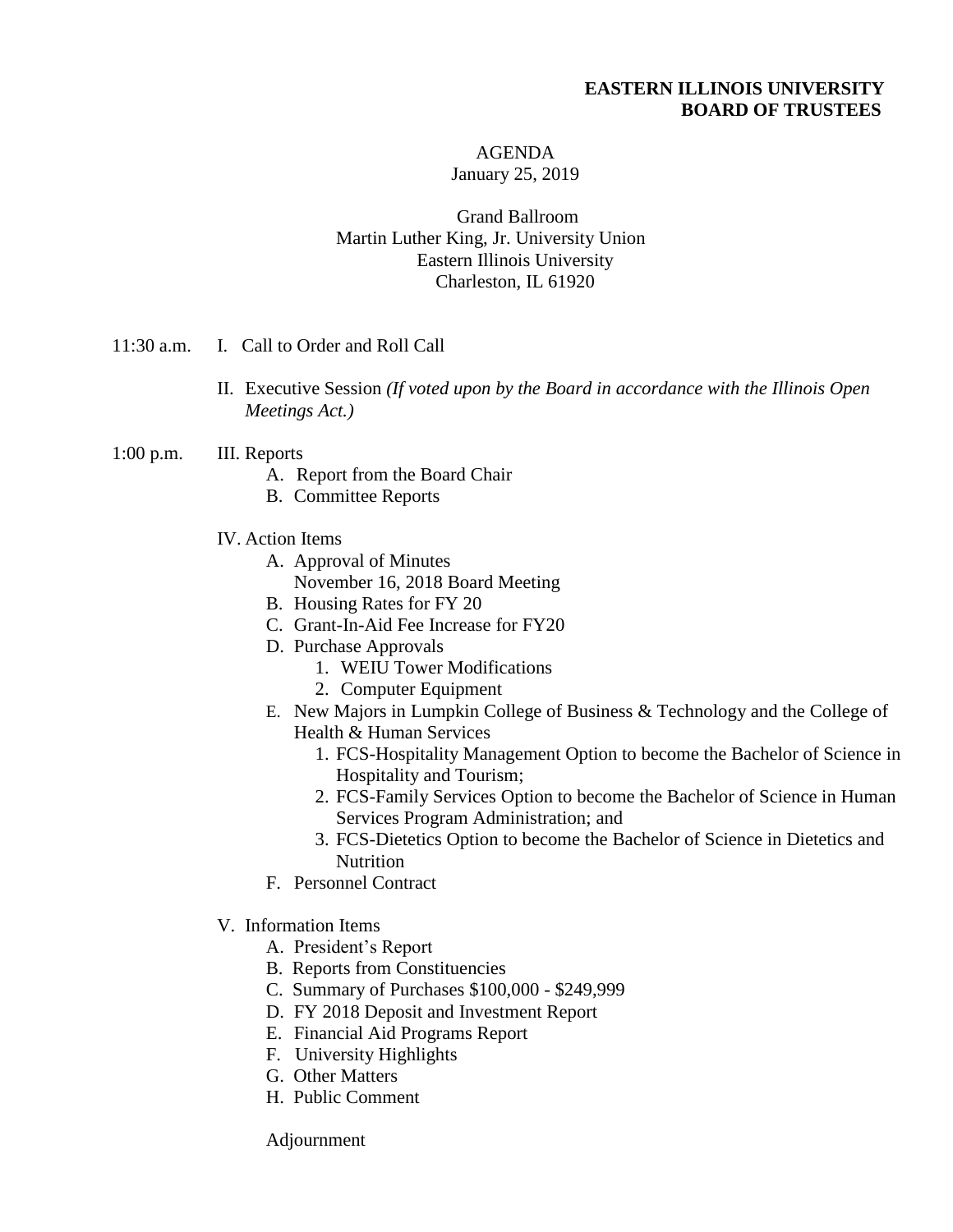**EASTERN ILLINOIS UNIVERSITY**
**BOARD OF TRUSTEES**

AGENDA
January 25, 2019

Grand Ballroom
Martin Luther King, Jr. University Union
Eastern Illinois University
Charleston, IL 61920

11:30 a.m. I. Call to Order and Roll Call

II. Executive Session *(If voted upon by the Board in accordance with the Illinois Open Meetings Act.)*

1:00 p.m. III. Reports

- A. Report from the Board Chair
- B. Committee Reports

IV. Action Items

- A. Approval of Minutes
  November 16, 2018 Board Meeting
- B. Housing Rates for FY 20
- C. Grant-In-Aid Fee Increase for FY20
- D. Purchase Approvals
  1. WEIU Tower Modifications
  2. Computer Equipment
- E. New Majors in Lumpkin College of Business & Technology and the College of Health & Human Services
  1. FCS-Hospitality Management Option to become the Bachelor of Science in Hospitality and Tourism;
  2. FCS-Family Services Option to become the Bachelor of Science in Human Services Program Administration; and
  3. FCS-Dietetics Option to become the Bachelor of Science in Dietetics and Nutrition
- F. Personnel Contract

V. Information Items

- A. President's Report
- B. Reports from Constituencies
- C. Summary of Purchases $100,000 - $249,999
- D. FY 2018 Deposit and Investment Report
- E. Financial Aid Programs Report
- F. University Highlights
- G. Other Matters
- H. Public Comment

Adjournment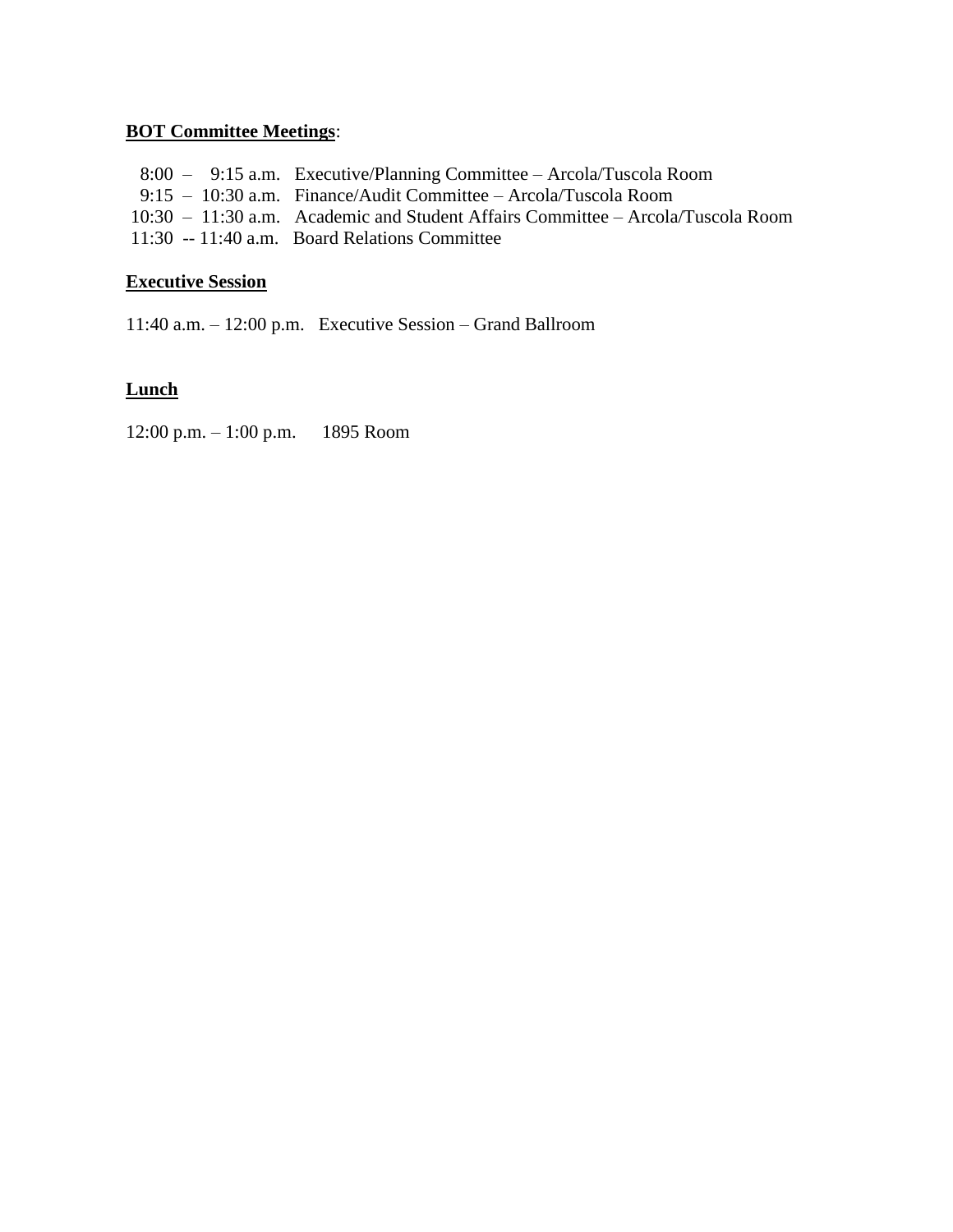**BOT Committee Meetings**:

8:00 – 9:15 a.m. Executive/Planning Committee – Arcola/Tuscola Room
9:15 – 10:30 a.m. Finance/Audit Committee – Arcola/Tuscola Room
10:30 – 11:30 a.m. Academic and Student Affairs Committee – Arcola/Tuscola Room
11:30 -- 11:40 a.m. Board Relations Committee

**Executive Session**

11:40 a.m. – 12:00 p.m. Executive Session – Grand Ballroom

**Lunch**

12:00 p.m. – 1:00 p.m. 1895 Room